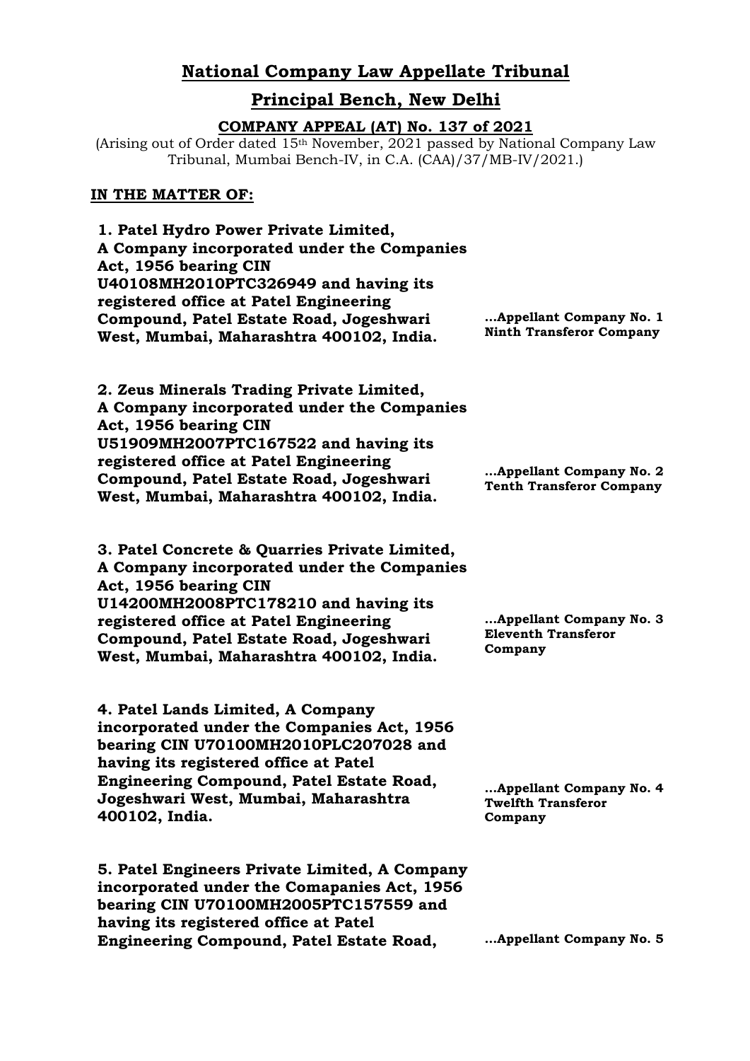# National Company Law Appellate Tribunal

## Principal Bench, New Delhi

### COMPANY APPEAL (AT) No. 137 of 2021

(Arising out of Order dated 15th November, 2021 passed by National Company Law Tribunal, Mumbai Bench-IV, in C.A. (CAA)/37/MB-IV/2021.)

**IN THE MATTER OF:**

| | |
|---|---|
| **1. Patel Hydro Power Private Limited, A Company incorporated under the Companies Act, 1956 bearing CIN U40108MH2010PTC326949 and having its registered office at Patel Engineering Compound, Patel Estate Road, Jogeshwari West, Mumbai, Maharashtra 400102, India.** | **...Appellant Company No. 1 Ninth Transferor Company** |
| **2. Zeus Minerals Trading Private Limited, A Company incorporated under the Companies Act, 1956 bearing CIN U51909MH2007PTC167522 and having its registered office at Patel Engineering Compound, Patel Estate Road, Jogeshwari West, Mumbai, Maharashtra 400102, India.** | **...Appellant Company No. 2 Tenth Transferor Company** |
| **3. Patel Concrete & Quarries Private Limited, A Company incorporated under the Companies Act, 1956 bearing CIN U14200MH2008PTC178210 and having its registered office at Patel Engineering Compound, Patel Estate Road, Jogeshwari West, Mumbai, Maharashtra 400102, India.** | **...Appellant Company No. 3 Eleventh Transferor Company** |
| **4. Patel Lands Limited, A Company incorporated under the Companies Act, 1956 bearing CIN U70100MH2010PLC207028 and having its registered office at Patel Engineering Compound, Patel Estate Road, Jogeshwari West, Mumbai, Maharashtra 400102, India.** | **...Appellant Company No. 4 Twelfth Transferor Company** |
| **5. Patel Engineers Private Limited, A Company incorporated under the Comapanies Act, 1956 bearing CIN U70100MH2005PTC157559 and having its registered office at Patel Engineering Compound, Patel Estate Road,** | **...Appellant Company No. 5** |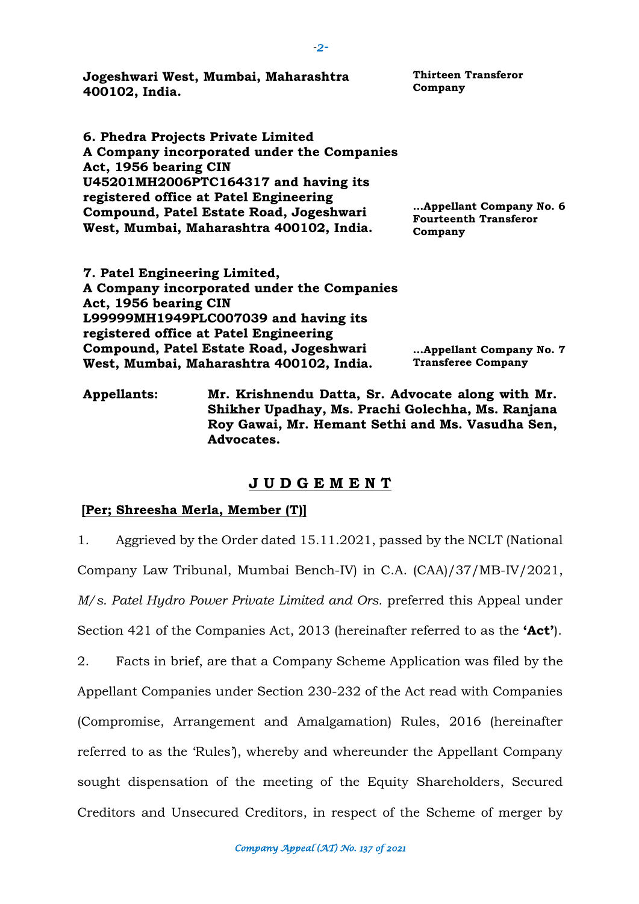**Jogeshwari West, Mumbai, Maharashtra 400102, India.**

**Thirteen Transferor Company**

**6. Phedra Projects Private Limited**
**A Company incorporated under the Companies Act, 1956 bearing CIN U45201MH2006PTC164317 and having its registered office at Patel Engineering Compound, Patel Estate Road, Jogeshwari West, Mumbai, Maharashtra 400102, India.**

**...Appellant Company No. 6**
**Fourteenth Transferor Company**

**7. Patel Engineering Limited,**
**A Company incorporated under the Companies Act, 1956 bearing CIN L99999MH1949PLC007039 and having its registered office at Patel Engineering Compound, Patel Estate Road, Jogeshwari West, Mumbai, Maharashtra 400102, India.**

**...Appellant Company No. 7**
**Transferee Company**

**Appellants:** **Mr. Krishnendu Datta, Sr. Advocate along with Mr. Shikher Upadhay, Ms. Prachi Golechha, Ms. Ranjana Roy Gawai, Mr. Hemant Sethi and Ms. Vasudha Sen, Advocates.**

## J U D G E M E N T

**[Per; Shreesha Merla, Member (T)]**

1. Aggrieved by the Order dated 15.11.2021, passed by the NCLT (National Company Law Tribunal, Mumbai Bench-IV) in C.A. (CAA)/37/MB-IV/2021, *M/s. Patel Hydro Power Private Limited and Ors.* preferred this Appeal under Section 421 of the Companies Act, 2013 (hereinafter referred to as the **'Act'**).

2. Facts in brief, are that a Company Scheme Application was filed by the Appellant Companies under Section 230-232 of the Act read with Companies (Compromise, Arrangement and Amalgamation) Rules, 2016 (hereinafter referred to as the 'Rules'), whereby and whereunder the Appellant Company sought dispensation of the meeting of the Equity Shareholders, Secured Creditors and Unsecured Creditors, in respect of the Scheme of merger by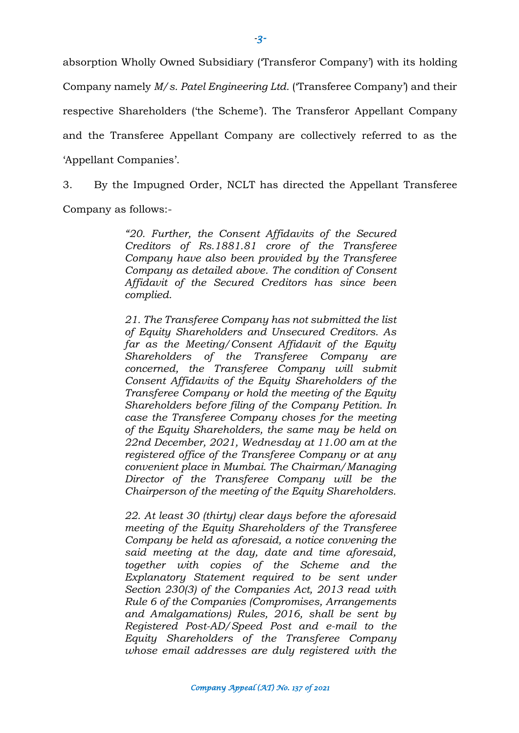absorption Wholly Owned Subsidiary ('Transferor Company') with its holding Company namely *M/s. Patel Engineering Ltd.* ('Transferee Company') and their respective Shareholders ('the Scheme'). The Transferor Appellant Company and the Transferee Appellant Company are collectively referred to as the 'Appellant Companies'.

3. By the Impugned Order, NCLT has directed the Appellant Transferee Company as follows:-

> *"20. Further, the Consent Affidavits of the Secured Creditors of Rs.1881.81 crore of the Transferee Company have also been provided by the Transferee Company as detailed above. The condition of Consent Affidavit of the Secured Creditors has since been complied.*
>
> *21. The Transferee Company has not submitted the list of Equity Shareholders and Unsecured Creditors. As far as the Meeting/Consent Affidavit of the Equity Shareholders of the Transferee Company are concerned, the Transferee Company will submit Consent Affidavits of the Equity Shareholders of the Transferee Company or hold the meeting of the Equity Shareholders before filing of the Company Petition. In case the Transferee Company choses for the meeting of the Equity Shareholders, the same may be held on 22nd December, 2021, Wednesday at 11.00 am at the registered office of the Transferee Company or at any convenient place in Mumbai. The Chairman/Managing Director of the Transferee Company will be the Chairperson of the meeting of the Equity Shareholders.*
>
> *22. At least 30 (thirty) clear days before the aforesaid meeting of the Equity Shareholders of the Transferee Company be held as aforesaid, a notice convening the said meeting at the day, date and time aforesaid, together with copies of the Scheme and the Explanatory Statement required to be sent under Section 230(3) of the Companies Act, 2013 read with Rule 6 of the Companies (Compromises, Arrangements and Amalgamations) Rules, 2016, shall be sent by Registered Post-AD/Speed Post and e-mail to the Equity Shareholders of the Transferee Company whose email addresses are duly registered with the*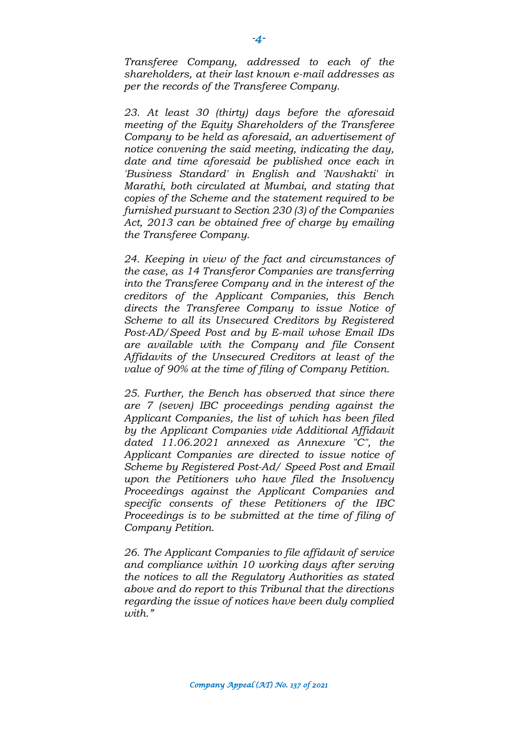*Transferee Company, addressed to each of the shareholders, at their last known e-mail addresses as per the records of the Transferee Company.*

*23. At least 30 (thirty) days before the aforesaid meeting of the Equity Shareholders of the Transferee Company to be held as aforesaid, an advertisement of notice convening the said meeting, indicating the day, date and time aforesaid be published once each in 'Business Standard' in English and 'Navshakti' in Marathi, both circulated at Mumbai, and stating that copies of the Scheme and the statement required to be furnished pursuant to Section 230 (3) of the Companies Act, 2013 can be obtained free of charge by emailing the Transferee Company.*

*24. Keeping in view of the fact and circumstances of the case, as 14 Transferor Companies are transferring into the Transferee Company and in the interest of the creditors of the Applicant Companies, this Bench directs the Transferee Company to issue Notice of Scheme to all its Unsecured Creditors by Registered Post-AD/Speed Post and by E-mail whose Email IDs are available with the Company and file Consent Affidavits of the Unsecured Creditors at least of the value of 90% at the time of filing of Company Petition.*

*25. Further, the Bench has observed that since there are 7 (seven) IBC proceedings pending against the Applicant Companies, the list of which has been filed by the Applicant Companies vide Additional Affidavit dated 11.06.2021 annexed as Annexure "C", the Applicant Companies are directed to issue notice of Scheme by Registered Post-Ad/ Speed Post and Email upon the Petitioners who have filed the Insolvency Proceedings against the Applicant Companies and specific consents of these Petitioners of the IBC Proceedings is to be submitted at the time of filing of Company Petition.*

*26. The Applicant Companies to file affidavit of service and compliance within 10 working days after serving the notices to all the Regulatory Authorities as stated above and do report to this Tribunal that the directions regarding the issue of notices have been duly complied with."*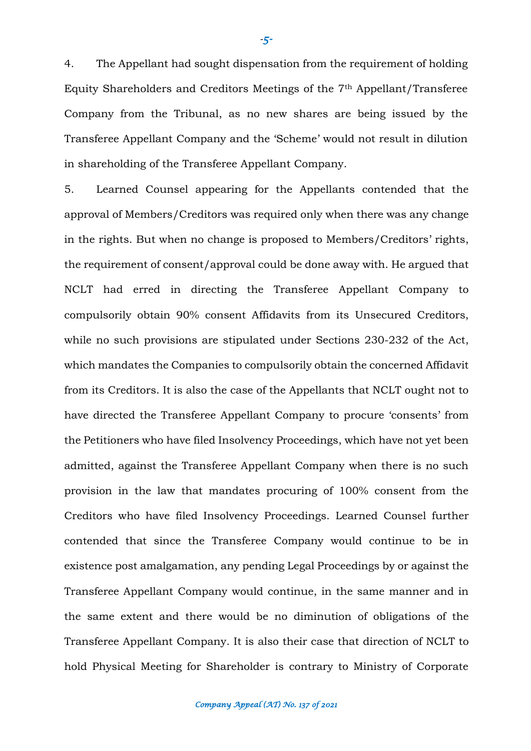4. The Appellant had sought dispensation from the requirement of holding Equity Shareholders and Creditors Meetings of the 7th Appellant/Transferee Company from the Tribunal, as no new shares are being issued by the Transferee Appellant Company and the 'Scheme' would not result in dilution in shareholding of the Transferee Appellant Company.

5. Learned Counsel appearing for the Appellants contended that the approval of Members/Creditors was required only when there was any change in the rights. But when no change is proposed to Members/Creditors' rights, the requirement of consent/approval could be done away with. He argued that NCLT had erred in directing the Transferee Appellant Company to compulsorily obtain 90% consent Affidavits from its Unsecured Creditors, while no such provisions are stipulated under Sections 230-232 of the Act, which mandates the Companies to compulsorily obtain the concerned Affidavit from its Creditors. It is also the case of the Appellants that NCLT ought not to have directed the Transferee Appellant Company to procure 'consents' from the Petitioners who have filed Insolvency Proceedings, which have not yet been admitted, against the Transferee Appellant Company when there is no such provision in the law that mandates procuring of 100% consent from the Creditors who have filed Insolvency Proceedings. Learned Counsel further contended that since the Transferee Company would continue to be in existence post amalgamation, any pending Legal Proceedings by or against the Transferee Appellant Company would continue, in the same manner and in the same extent and there would be no diminution of obligations of the Transferee Appellant Company. It is also their case that direction of NCLT to hold Physical Meeting for Shareholder is contrary to Ministry of Corporate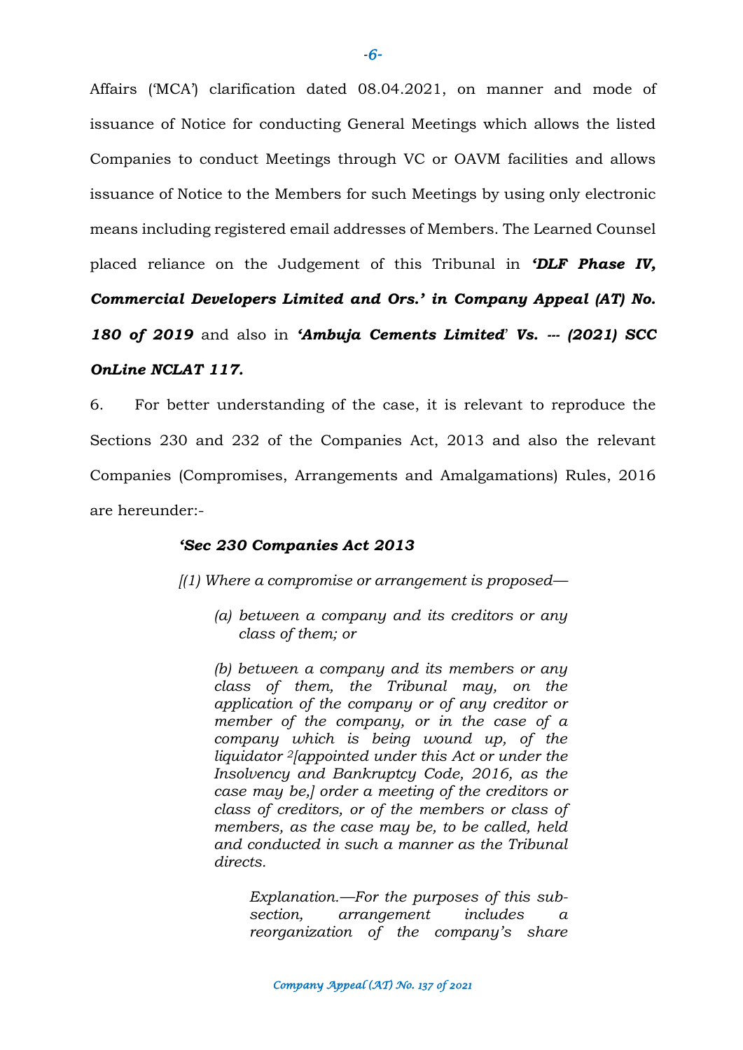Affairs ('MCA') clarification dated 08.04.2021, on manner and mode of issuance of Notice for conducting General Meetings which allows the listed Companies to conduct Meetings through VC or OAVM facilities and allows issuance of Notice to the Members for such Meetings by using only electronic means including registered email addresses of Members. The Learned Counsel placed reliance on the Judgement of this Tribunal in ***'DLF Phase IV, Commercial Developers Limited and Ors.' in Company Appeal (AT) No. 180 of 2019*** and also in ***'Ambuja Cements Limited' Vs. --- (2021) SCC OnLine NCLAT 117.***

6. For better understanding of the case, it is relevant to reproduce the Sections 230 and 232 of the Companies Act, 2013 and also the relevant Companies (Compromises, Arrangements and Amalgamations) Rules, 2016 are hereunder:-

> ***'Sec 230 Companies Act 2013***
>
> *[(1) Where a compromise or arrangement is proposed—*
>
> > *(a) between a company and its creditors or any class of them; or*
> >
> > *(b) between a company and its members or any class of them, the Tribunal may, on the application of the company or of any creditor or member of the company, or in the case of a company which is being wound up, of the liquidator [2][appointed under this Act or under the Insolvency and Bankruptcy Code, 2016, as the case may be,] order a meeting of the creditors or class of creditors, or of the members or class of members, as the case may be, to be called, held and conducted in such a manner as the Tribunal directs.*
> >
> > > *Explanation.—For the purposes of this sub-section, arrangement includes a reorganization of the company's share*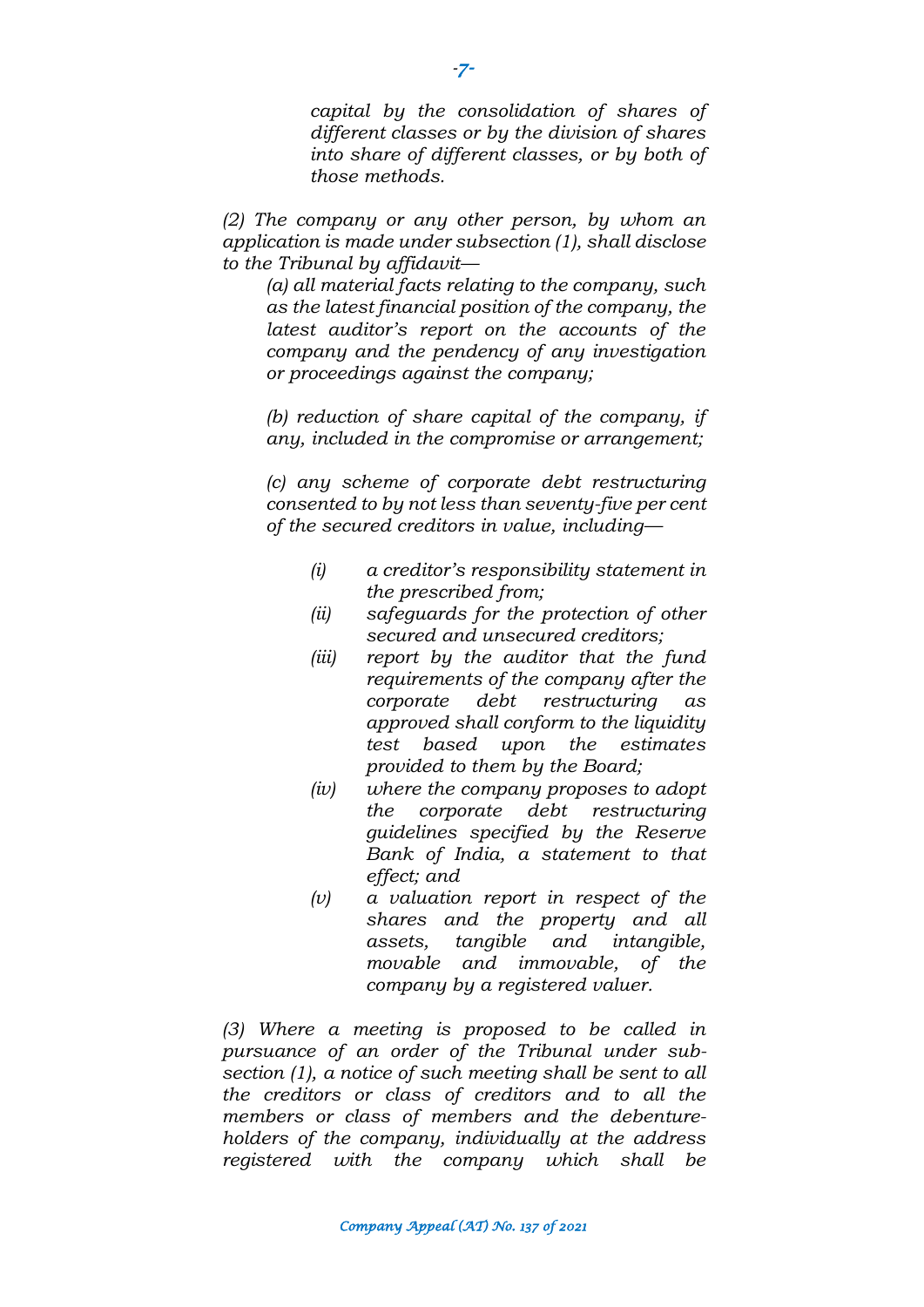*capital by the consolidation of shares of different classes or by the division of shares into share of different classes, or by both of those methods.*

*(2) The company or any other person, by whom an application is made under subsection (1), shall disclose to the Tribunal by affidavit—*

*(a) all material facts relating to the company, such as the latest financial position of the company, the latest auditor's report on the accounts of the company and the pendency of any investigation or proceedings against the company;*

*(b) reduction of share capital of the company, if any, included in the compromise or arrangement;*

*(c) any scheme of corporate debt restructuring consented to by not less than seventy-five per cent of the secured creditors in value, including—*

- *(i) a creditor's responsibility statement in the prescribed from;*
- *(ii) safeguards for the protection of other secured and unsecured creditors;*
- *(iii) report by the auditor that the fund requirements of the company after the corporate debt restructuring as approved shall conform to the liquidity test based upon the estimates provided to them by the Board;*
- *(iv) where the company proposes to adopt the corporate debt restructuring guidelines specified by the Reserve Bank of India, a statement to that effect; and*
- *(v) a valuation report in respect of the shares and the property and all assets, tangible and intangible, movable and immovable, of the company by a registered valuer.*

*(3) Where a meeting is proposed to be called in pursuance of an order of the Tribunal under sub-section (1), a notice of such meeting shall be sent to all the creditors or class of creditors and to all the members or class of members and the debenture-holders of the company, individually at the address registered with the company which shall be*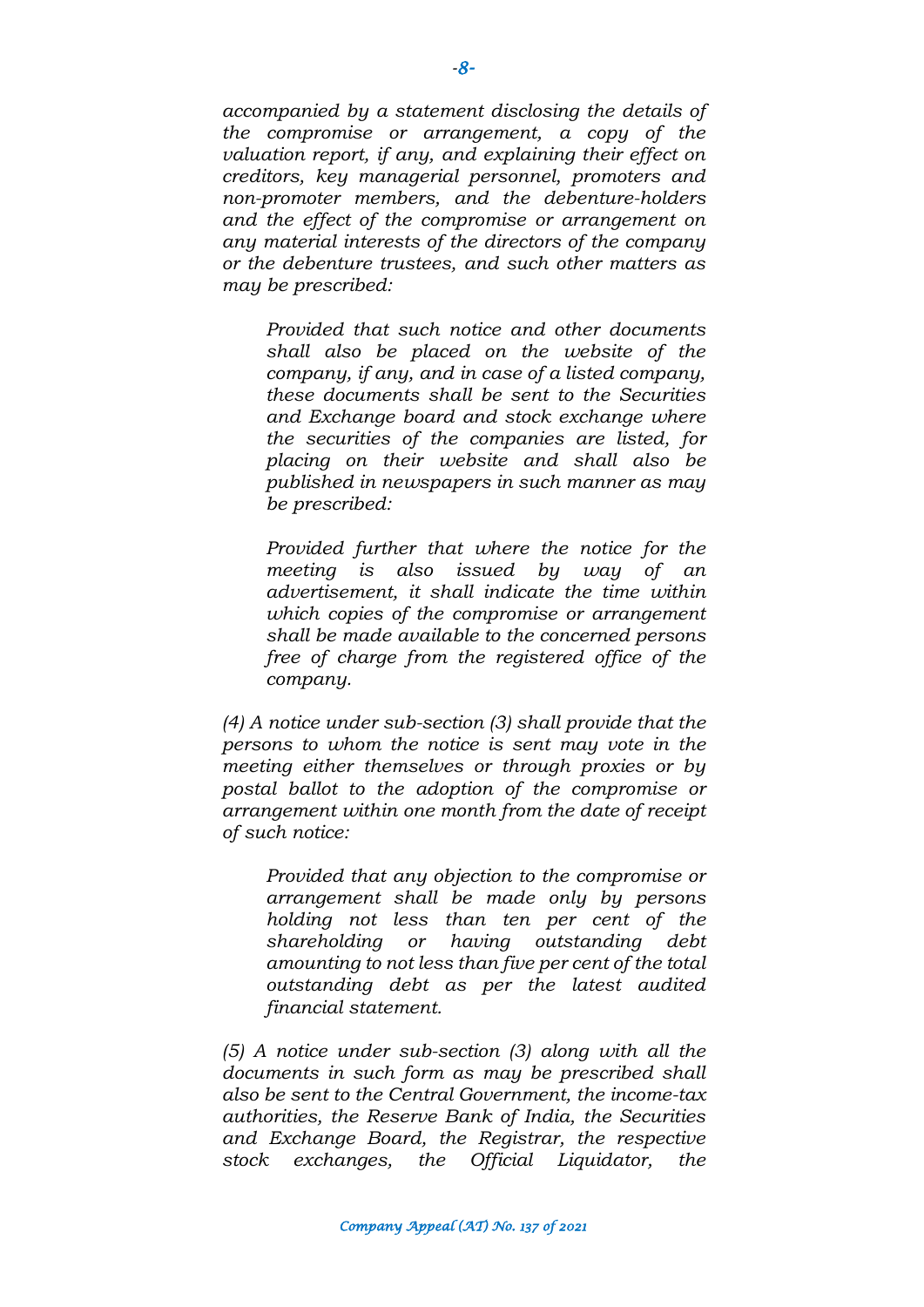*accompanied by a statement disclosing the details of the compromise or arrangement, a copy of the valuation report, if any, and explaining their effect on creditors, key managerial personnel, promoters and non-promoter members, and the debenture-holders and the effect of the compromise or arrangement on any material interests of the directors of the company or the debenture trustees, and such other matters as may be prescribed:*

> *Provided that such notice and other documents shall also be placed on the website of the company, if any, and in case of a listed company, these documents shall be sent to the Securities and Exchange board and stock exchange where the securities of the companies are listed, for placing on their website and shall also be published in newspapers in such manner as may be prescribed:*
>
> *Provided further that where the notice for the meeting is also issued by way of an advertisement, it shall indicate the time within which copies of the compromise or arrangement shall be made available to the concerned persons free of charge from the registered office of the company.*

*(4) A notice under sub-section (3) shall provide that the persons to whom the notice is sent may vote in the meeting either themselves or through proxies or by postal ballot to the adoption of the compromise or arrangement within one month from the date of receipt of such notice:*

> *Provided that any objection to the compromise or arrangement shall be made only by persons holding not less than ten per cent of the shareholding or having outstanding debt amounting to not less than five per cent of the total outstanding debt as per the latest audited financial statement.*

*(5) A notice under sub-section (3) along with all the documents in such form as may be prescribed shall also be sent to the Central Government, the income-tax authorities, the Reserve Bank of India, the Securities and Exchange Board, the Registrar, the respective stock exchanges, the Official Liquidator, the*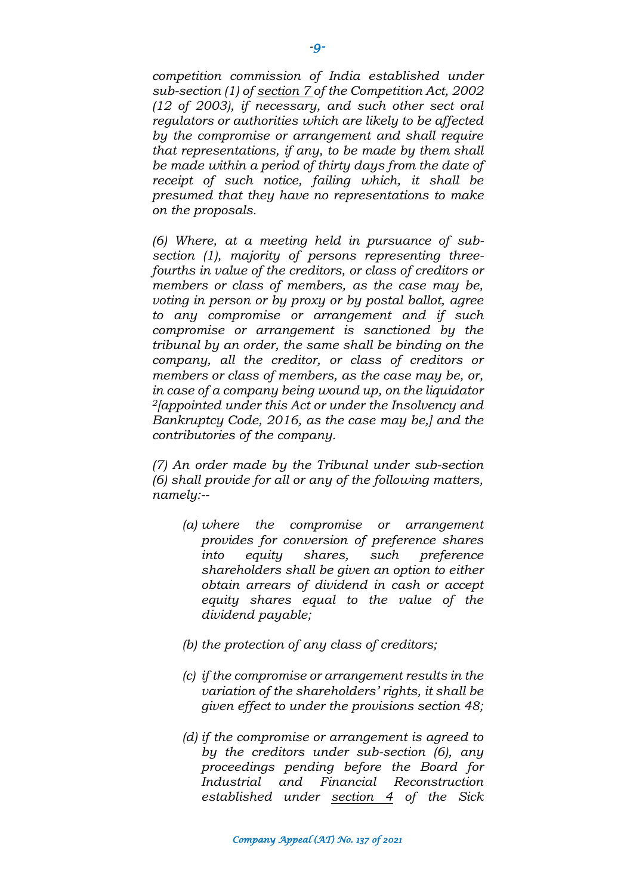*competition commission of India established under sub-section (1) of section 7 of the Competition Act, 2002 (12 of 2003), if necessary, and such other sect oral regulators or authorities which are likely to be affected by the compromise or arrangement and shall require that representations, if any, to be made by them shall be made within a period of thirty days from the date of receipt of such notice, failing which, it shall be presumed that they have no representations to make on the proposals.*

*(6) Where, at a meeting held in pursuance of sub-section (1), majority of persons representing three-fourths in value of the creditors, or class of creditors or members or class of members, as the case may be, voting in person or by proxy or by postal ballot, agree to any compromise or arrangement and if such compromise or arrangement is sanctioned by the tribunal by an order, the same shall be binding on the company, all the creditor, or class of creditors or members or class of members, as the case may be, or, in case of a company being wound up, on the liquidator [2][appointed under this Act or under the Insolvency and Bankruptcy Code, 2016, as the case may be,] and the contributories of the company.*

*(7) An order made by the Tribunal under sub-section (6) shall provide for all or any of the following matters, namely:--*

- *(a) where the compromise or arrangement provides for conversion of preference shares into equity shares, such preference shareholders shall be given an option to either obtain arrears of dividend in cash or accept equity shares equal to the value of the dividend payable;*
- *(b) the protection of any class of creditors;*
- *(c) if the compromise or arrangement results in the variation of the shareholders' rights, it shall be given effect to under the provisions section 48;*
- *(d) if the compromise or arrangement is agreed to by the creditors under sub-section (6), any proceedings pending before the Board for Industrial and Financial Reconstruction established under section 4 of the Sick*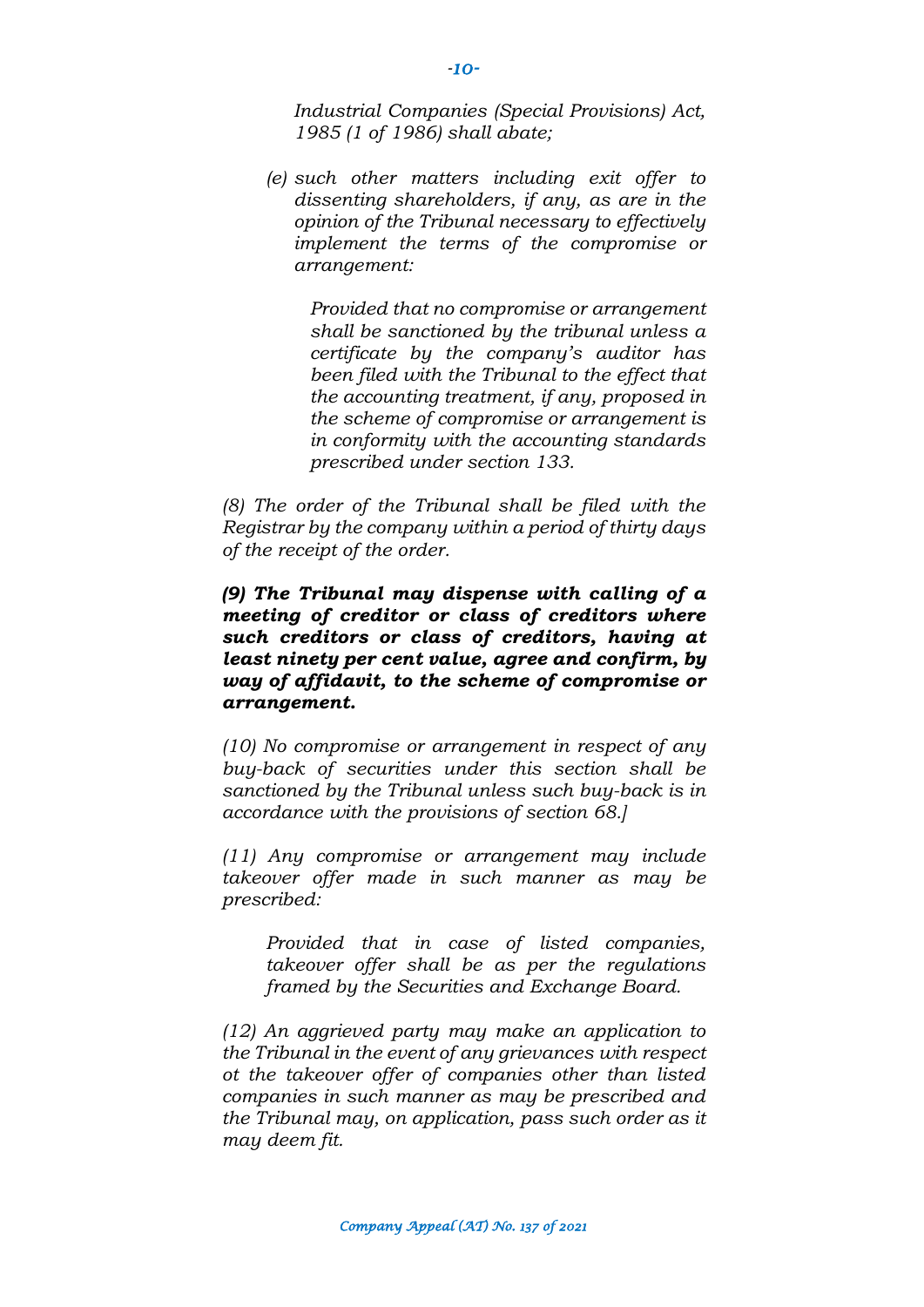*Industrial Companies (Special Provisions) Act, 1985 (1 of 1986) shall abate;*

*(e) such other matters including exit offer to dissenting shareholders, if any, as are in the opinion of the Tribunal necessary to effectively implement the terms of the compromise or arrangement:*

*Provided that no compromise or arrangement shall be sanctioned by the tribunal unless a certificate by the company's auditor has been filed with the Tribunal to the effect that the accounting treatment, if any, proposed in the scheme of compromise or arrangement is in conformity with the accounting standards prescribed under section 133.*

*(8) The order of the Tribunal shall be filed with the Registrar by the company within a period of thirty days of the receipt of the order.*

***(9) The Tribunal may dispense with calling of a meeting of creditor or class of creditors where such creditors or class of creditors, having at least ninety per cent value, agree and confirm, by way of affidavit, to the scheme of compromise or arrangement.***

*(10) No compromise or arrangement in respect of any buy-back of securities under this section shall be sanctioned by the Tribunal unless such buy-back is in accordance with the provisions of section 68.]*

*(11) Any compromise or arrangement may include takeover offer made in such manner as may be prescribed:*

*Provided that in case of listed companies, takeover offer shall be as per the regulations framed by the Securities and Exchange Board.*

*(12) An aggrieved party may make an application to the Tribunal in the event of any grievances with respect ot the takeover offer of companies other than listed companies in such manner as may be prescribed and the Tribunal may, on application, pass such order as it may deem fit.*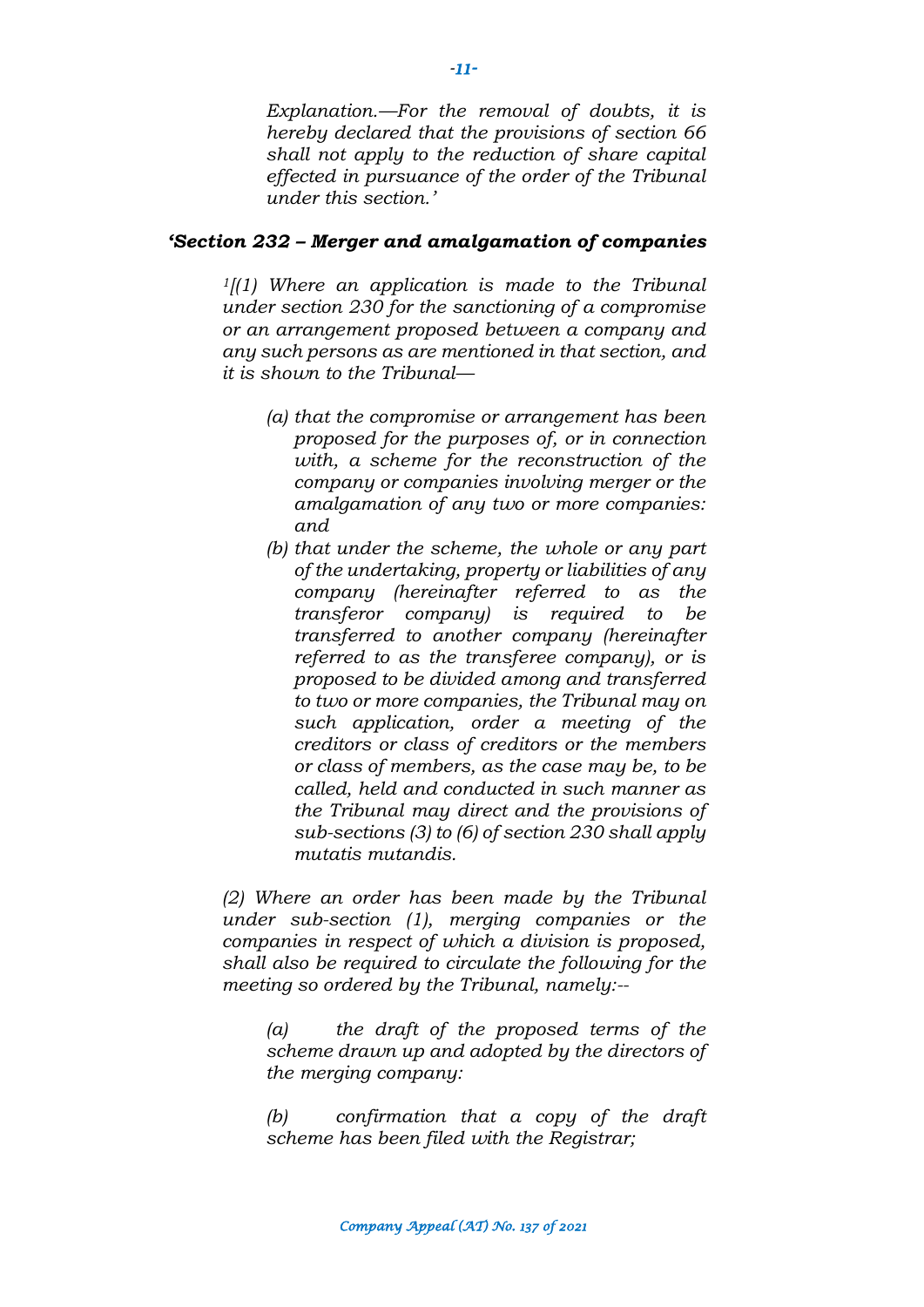*Explanation.—For the removal of doubts, it is hereby declared that the provisions of section 66 shall not apply to the reduction of share capital effected in pursuance of the order of the Tribunal under this section.'*

***'Section 232 – Merger and amalgamation of companies***

*[1][(1) Where an application is made to the Tribunal under section 230 for the sanctioning of a compromise or an arrangement proposed between a company and any such persons as are mentioned in that section, and it is shown to the Tribunal—*

*(a) that the compromise or arrangement has been proposed for the purposes of, or in connection with, a scheme for the reconstruction of the company or companies involving merger or the amalgamation of any two or more companies: and*

*(b) that under the scheme, the whole or any part of the undertaking, property or liabilities of any company (hereinafter referred to as the transferor company) is required to be transferred to another company (hereinafter referred to as the transferee company), or is proposed to be divided among and transferred to two or more companies, the Tribunal may on such application, order a meeting of the creditors or class of creditors or the members or class of members, as the case may be, to be called, held and conducted in such manner as the Tribunal may direct and the provisions of sub-sections (3) to (6) of section 230 shall apply mutatis mutandis.*

*(2) Where an order has been made by the Tribunal under sub-section (1), merging companies or the companies in respect of which a division is proposed, shall also be required to circulate the following for the meeting so ordered by the Tribunal, namely:--*

*(a) the draft of the proposed terms of the scheme drawn up and adopted by the directors of the merging company:*

*(b) confirmation that a copy of the draft scheme has been filed with the Registrar;*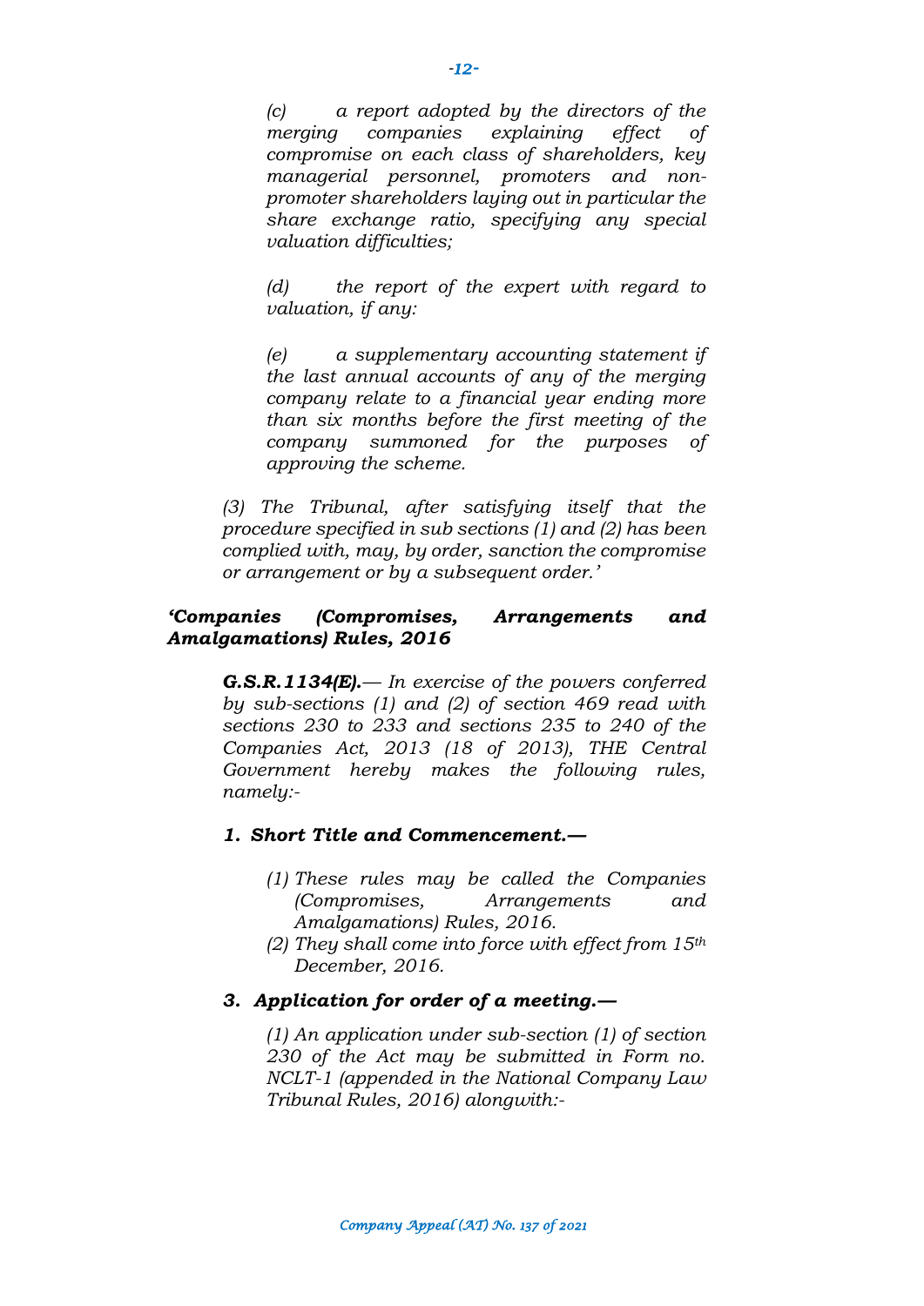*(c) a report adopted by the directors of the merging companies explaining effect of compromise on each class of shareholders, key managerial personnel, promoters and non-promoter shareholders laying out in particular the share exchange ratio, specifying any special valuation difficulties;*

*(d) the report of the expert with regard to valuation, if any:*

*(e) a supplementary accounting statement if the last annual accounts of any of the merging company relate to a financial year ending more than six months before the first meeting of the company summoned for the purposes of approving the scheme.*

*(3) The Tribunal, after satisfying itself that the procedure specified in sub sections (1) and (2) has been complied with, may, by order, sanction the compromise or arrangement or by a subsequent order.'*

***'Companies (Compromises, Arrangements and Amalgamations) Rules, 2016***

***G.S.R.1134(E).****— In exercise of the powers conferred by sub-sections (1) and (2) of section 469 read with sections 230 to 233 and sections 235 to 240 of the Companies Act, 2013 (18 of 2013), THE Central Government hereby makes the following rules, namely:-*

***1. Short Title and Commencement.—***

*(1) These rules may be called the Companies (Compromises, Arrangements and Amalgamations) Rules, 2016.*

*(2) They shall come into force with effect from 15th December, 2016.*

***3. Application for order of a meeting.—***

*(1) An application under sub-section (1) of section 230 of the Act may be submitted in Form no. NCLT-1 (appended in the National Company Law Tribunal Rules, 2016) alongwith:-*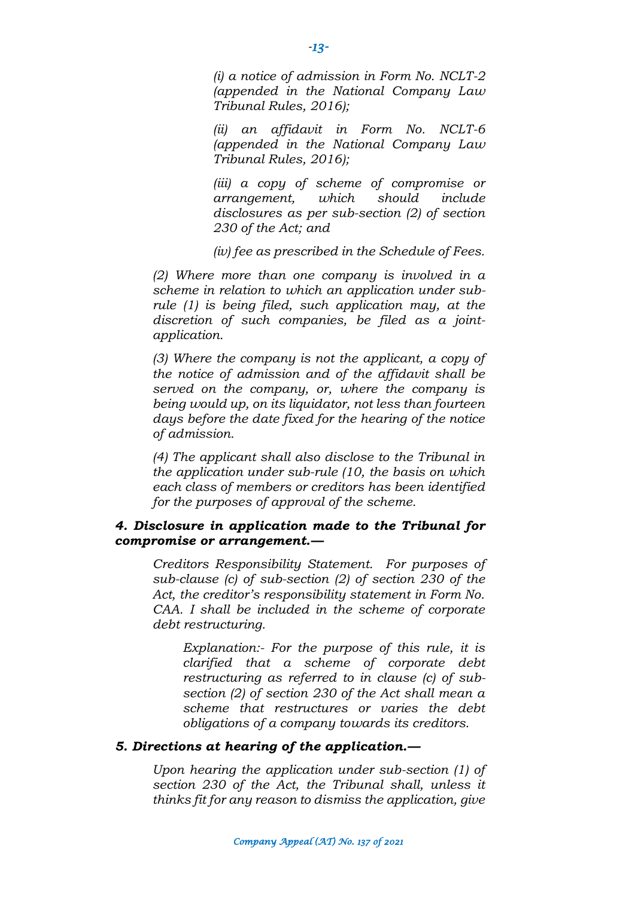*(i) a notice of admission in Form No. NCLT-2 (appended in the National Company Law Tribunal Rules, 2016);*

*(ii) an affidavit in Form No. NCLT-6 (appended in the National Company Law Tribunal Rules, 2016);*

*(iii) a copy of scheme of compromise or arrangement, which should include disclosures as per sub-section (2) of section 230 of the Act; and*

*(iv) fee as prescribed in the Schedule of Fees.*

*(2) Where more than one company is involved in a scheme in relation to which an application under sub-rule (1) is being filed, such application may, at the discretion of such companies, be filed as a joint-application.*

*(3) Where the company is not the applicant, a copy of the notice of admission and of the affidavit shall be served on the company, or, where the company is being would up, on its liquidator, not less than fourteen days before the date fixed for the hearing of the notice of admission.*

*(4) The applicant shall also disclose to the Tribunal in the application under sub-rule (10, the basis on which each class of members or creditors has been identified for the purposes of approval of the scheme.*

***4. Disclosure in application made to the Tribunal for compromise or arrangement.—***

*Creditors Responsibility Statement. For purposes of sub-clause (c) of sub-section (2) of section 230 of the Act, the creditor's responsibility statement in Form No. CAA. I shall be included in the scheme of corporate debt restructuring.*

*Explanation:- For the purpose of this rule, it is clarified that a scheme of corporate debt restructuring as referred to in clause (c) of sub-section (2) of section 230 of the Act shall mean a scheme that restructures or varies the debt obligations of a company towards its creditors.*

***5. Directions at hearing of the application.—***

*Upon hearing the application under sub-section (1) of section 230 of the Act, the Tribunal shall, unless it thinks fit for any reason to dismiss the application, give*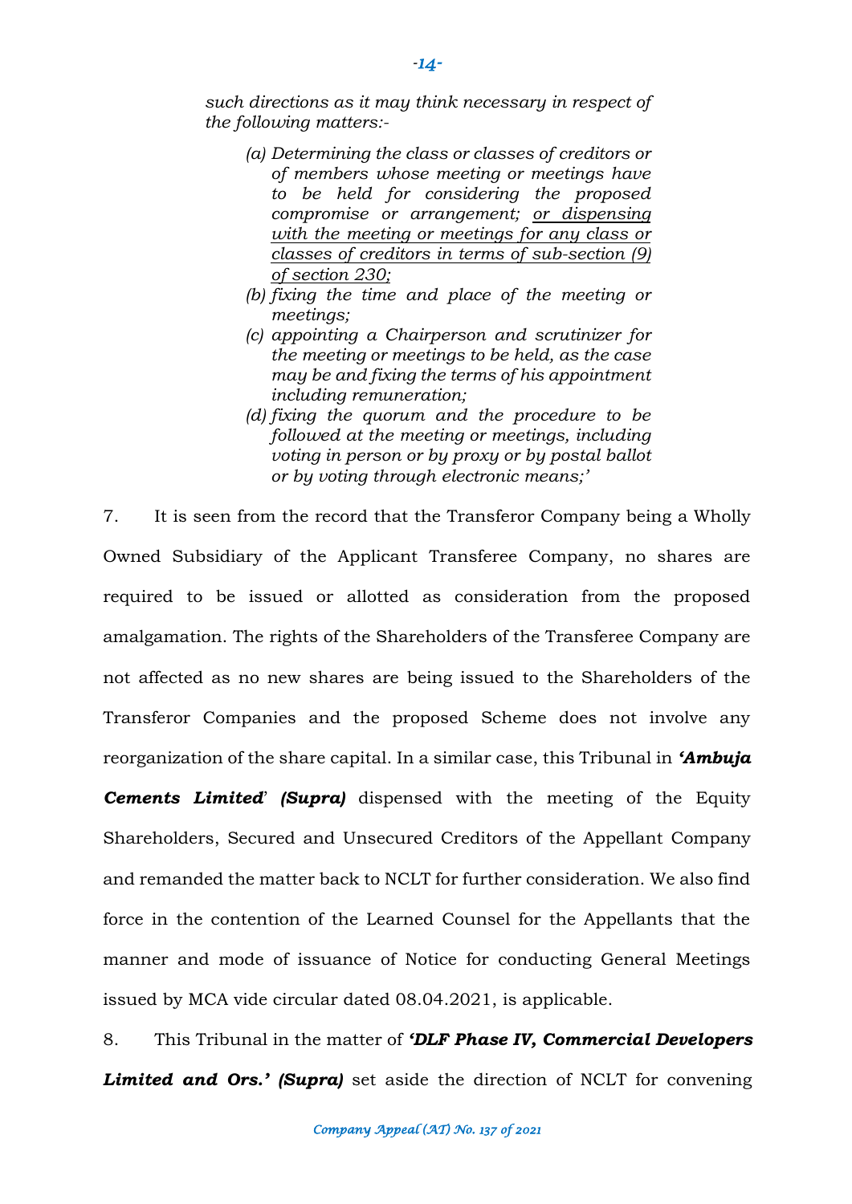*such directions as it may think necessary in respect of the following matters:-*

> *(a) Determining the class or classes of creditors or of members whose meeting or meetings have to be held for considering the proposed compromise or arrangement; <u>or dispensing with the meeting or meetings for any class or classes of creditors in terms of sub-section (9) of section 230;</u>*
>
> *(b) fixing the time and place of the meeting or meetings;*
>
> *(c) appointing a Chairperson and scrutinizer for the meeting or meetings to be held, as the case may be and fixing the terms of his appointment including remuneration;*
>
> *(d) fixing the quorum and the procedure to be followed at the meeting or meetings, including voting in person or by proxy or by postal ballot or by voting through electronic means;'*

7. It is seen from the record that the Transferor Company being a Wholly Owned Subsidiary of the Applicant Transferee Company, no shares are required to be issued or allotted as consideration from the proposed amalgamation. The rights of the Shareholders of the Transferee Company are not affected as no new shares are being issued to the Shareholders of the Transferor Companies and the proposed Scheme does not involve any reorganization of the share capital. In a similar case, this Tribunal in ***'Ambuja Cements Limited' (Supra)*** dispensed with the meeting of the Equity Shareholders, Secured and Unsecured Creditors of the Appellant Company and remanded the matter back to NCLT for further consideration. We also find force in the contention of the Learned Counsel for the Appellants that the manner and mode of issuance of Notice for conducting General Meetings issued by MCA vide circular dated 08.04.2021, is applicable.

8. This Tribunal in the matter of ***'DLF Phase IV, Commercial Developers Limited and Ors.' (Supra)*** set aside the direction of NCLT for convening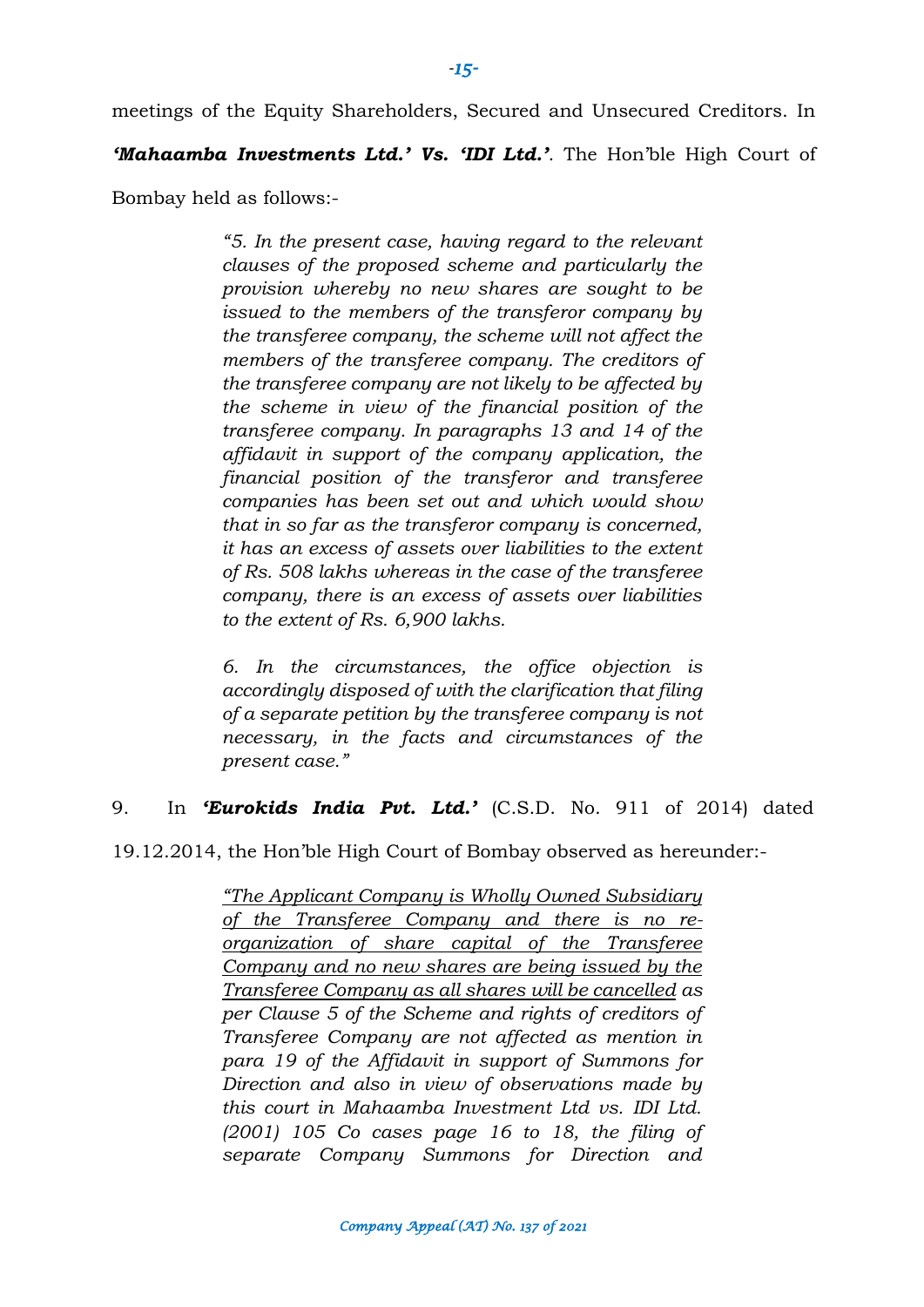meetings of the Equity Shareholders, Secured and Unsecured Creditors. In ***'Mahaamba Investments Ltd.' Vs. 'IDI Ltd.'***. The Hon'ble High Court of Bombay held as follows:-

> *"5. In the present case, having regard to the relevant clauses of the proposed scheme and particularly the provision whereby no new shares are sought to be issued to the members of the transferor company by the transferee company, the scheme will not affect the members of the transferee company. The creditors of the transferee company are not likely to be affected by the scheme in view of the financial position of the transferee company. In paragraphs 13 and 14 of the affidavit in support of the company application, the financial position of the transferor and transferee companies has been set out and which would show that in so far as the transferor company is concerned, it has an excess of assets over liabilities to the extent of Rs. 508 lakhs whereas in the case of the transferee company, there is an excess of assets over liabilities to the extent of Rs. 6,900 lakhs.*
>
> *6. In the circumstances, the office objection is accordingly disposed of with the clarification that filing of a separate petition by the transferee company is not necessary, in the facts and circumstances of the present case."*

9. In ***'Eurokids India Pvt. Ltd.'*** (C.S.D. No. 911 of 2014) dated 19.12.2014, the Hon'ble High Court of Bombay observed as hereunder:-

> *"<u>The Applicant Company is Wholly Owned Subsidiary of the Transferee Company and there is no re-organization of share capital of the Transferee Company and no new shares are being issued by the Transferee Company as all shares will be cancelled</u> as per Clause 5 of the Scheme and rights of creditors of Transferee Company are not affected as mention in para 19 of the Affidavit in support of Summons for Direction and also in view of observations made by this court in Mahaamba Investment Ltd vs. IDI Ltd. (2001) 105 Co cases page 16 to 18, the filing of separate Company Summons for Direction and*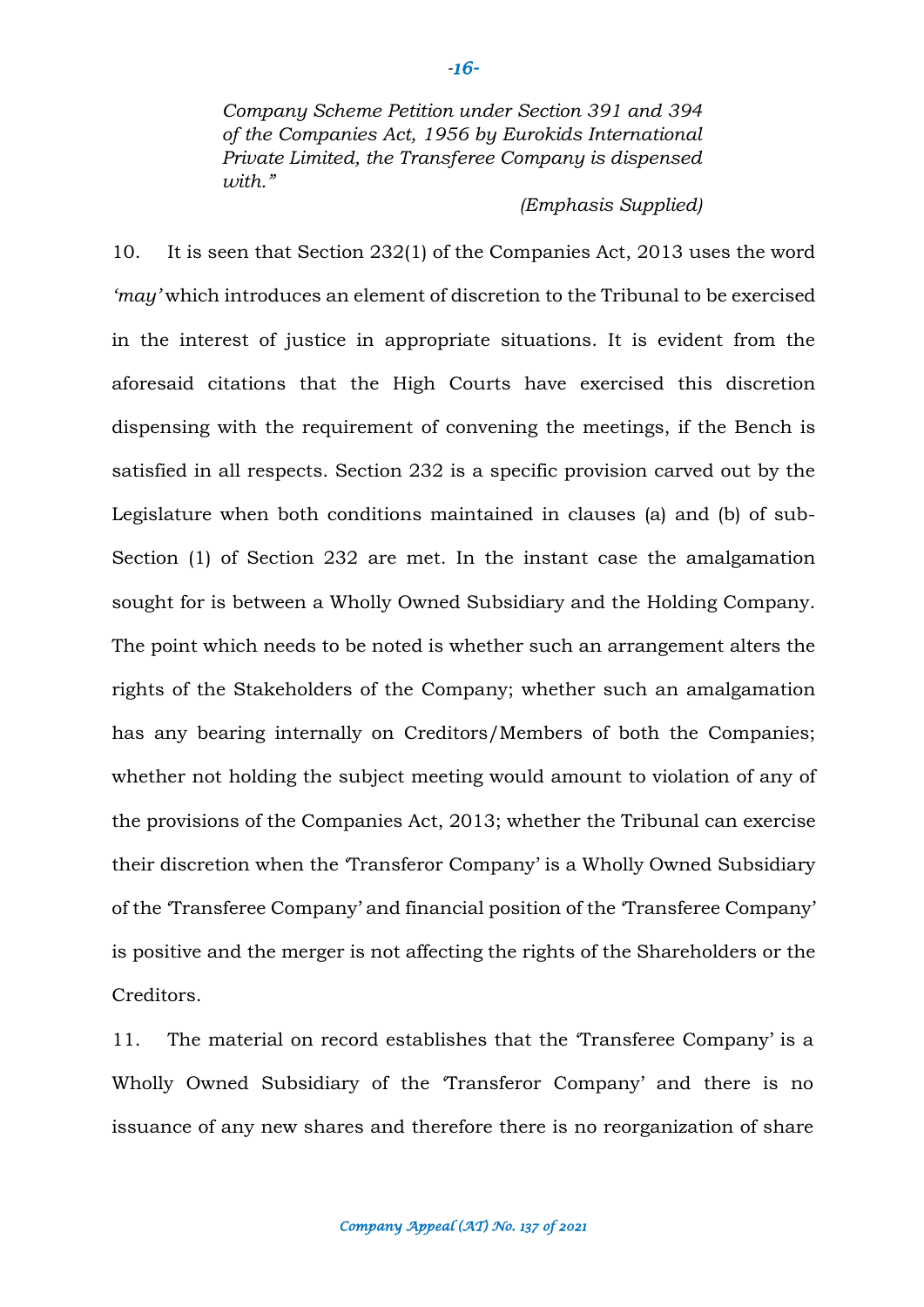*Company Scheme Petition under Section 391 and 394 of the Companies Act, 1956 by Eurokids International Private Limited, the Transferee Company is dispensed with."*

*(Emphasis Supplied)*

10. It is seen that Section 232(1) of the Companies Act, 2013 uses the word *'may'* which introduces an element of discretion to the Tribunal to be exercised in the interest of justice in appropriate situations. It is evident from the aforesaid citations that the High Courts have exercised this discretion dispensing with the requirement of convening the meetings, if the Bench is satisfied in all respects. Section 232 is a specific provision carved out by the Legislature when both conditions maintained in clauses (a) and (b) of sub-Section (1) of Section 232 are met. In the instant case the amalgamation sought for is between a Wholly Owned Subsidiary and the Holding Company. The point which needs to be noted is whether such an arrangement alters the rights of the Stakeholders of the Company; whether such an amalgamation has any bearing internally on Creditors/Members of both the Companies; whether not holding the subject meeting would amount to violation of any of the provisions of the Companies Act, 2013; whether the Tribunal can exercise their discretion when the 'Transferor Company' is a Wholly Owned Subsidiary of the 'Transferee Company' and financial position of the 'Transferee Company' is positive and the merger is not affecting the rights of the Shareholders or the Creditors.

11. The material on record establishes that the 'Transferee Company' is a Wholly Owned Subsidiary of the 'Transferor Company' and there is no issuance of any new shares and therefore there is no reorganization of share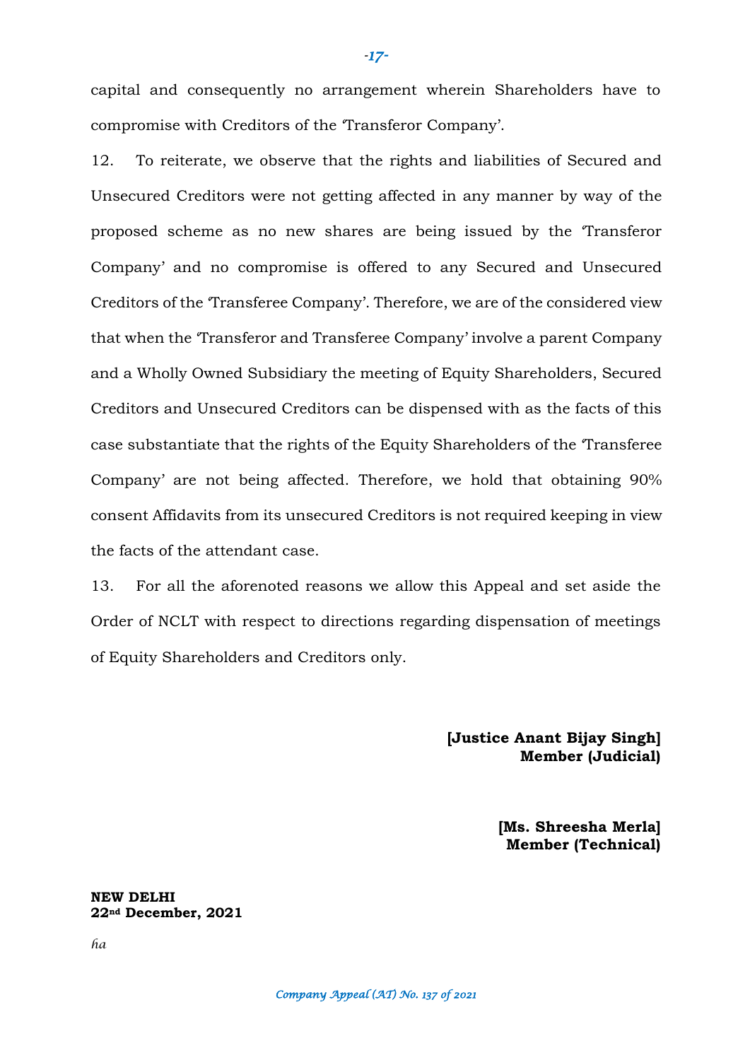capital and consequently no arrangement wherein Shareholders have to compromise with Creditors of the 'Transferor Company'.

12. To reiterate, we observe that the rights and liabilities of Secured and Unsecured Creditors were not getting affected in any manner by way of the proposed scheme as no new shares are being issued by the 'Transferor Company' and no compromise is offered to any Secured and Unsecured Creditors of the 'Transferee Company'. Therefore, we are of the considered view that when the 'Transferor and Transferee Company' involve a parent Company and a Wholly Owned Subsidiary the meeting of Equity Shareholders, Secured Creditors and Unsecured Creditors can be dispensed with as the facts of this case substantiate that the rights of the Equity Shareholders of the 'Transferee Company' are not being affected. Therefore, we hold that obtaining 90% consent Affidavits from its unsecured Creditors is not required keeping in view the facts of the attendant case.

13. For all the aforenoted reasons we allow this Appeal and set aside the Order of NCLT with respect to directions regarding dispensation of meetings of Equity Shareholders and Creditors only.

**[Justice Anant Bijay Singh]**
**Member (Judicial)**

**[Ms. Shreesha Merla]**
**Member (Technical)**

**NEW DELHI**
**22nd December, 2021**

*ha*